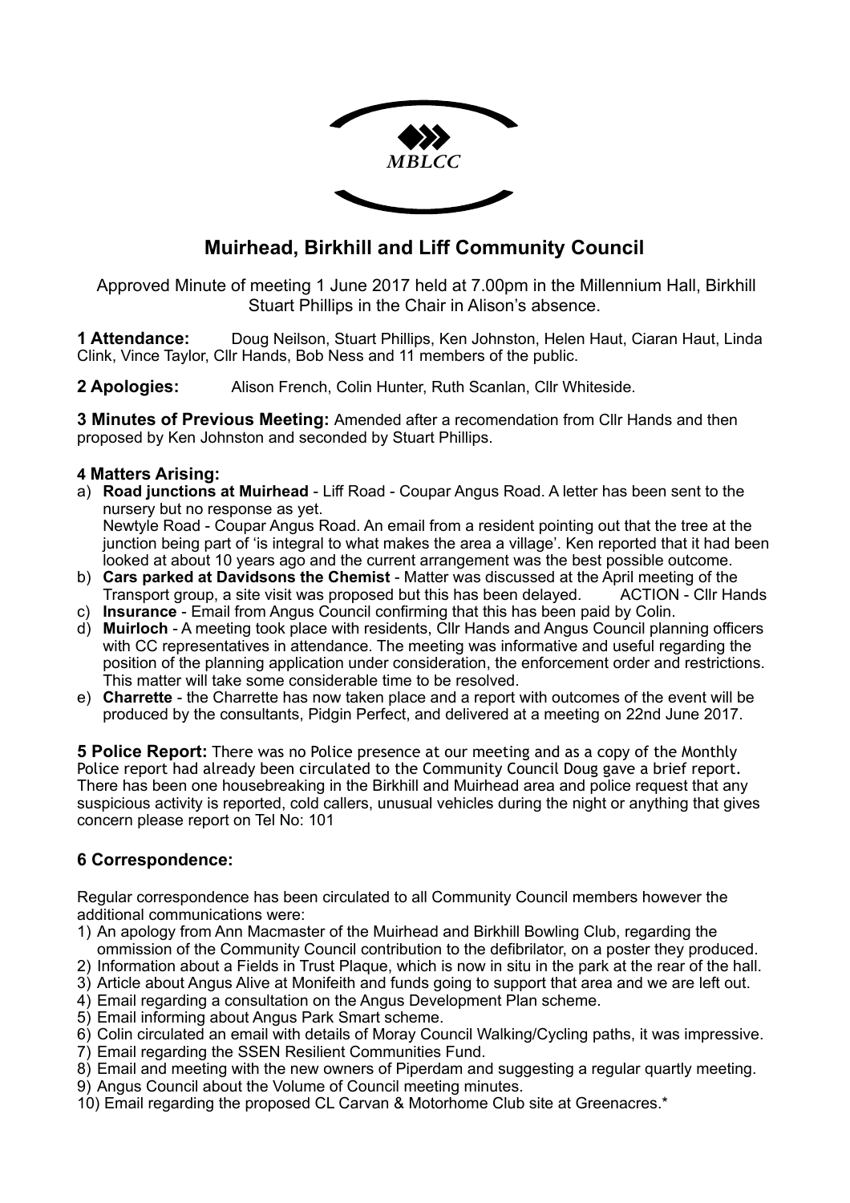MBLCC

# Muirhead, Birkhill and Liff Community Council

Approved Minute of meeting 1 June 2017 held at 7.00pm in the Millennium Hall, Birkhill
Stuart Phillips in the Chair in Alison's absence.

**1 Attendance:** Doug Neilson, Stuart Phillips, Ken Johnston, Helen Haut, Ciaran Haut, Linda Clink, Vince Taylor, Cllr Hands, Bob Ness and 11 members of the public.

**2 Apologies:** Alison French, Colin Hunter, Ruth Scanlan, Cllr Whiteside.

**3 Minutes of Previous Meeting:** Amended after a recomendation from Cllr Hands and then proposed by Ken Johnston and seconded by Stuart Phillips.

**4 Matters Arising:**

a) **Road junctions at Muirhead** - Liff Road - Coupar Angus Road. A letter has been sent to the nursery but no response as yet.
Newtyle Road - Coupar Angus Road. An email from a resident pointing out that the tree at the junction being part of 'is integral to what makes the area a village'. Ken reported that it had been looked at about 10 years ago and the current arrangement was the best possible outcome.

b) **Cars parked at Davidsons the Chemist** - Matter was discussed at the April meeting of the Transport group, a site visit was proposed but this has been delayed. ACTION - Cllr Hands

c) **Insurance** - Email from Angus Council confirming that this has been paid by Colin.

d) **Muirloch** - A meeting took place with residents, Cllr Hands and Angus Council planning officers with CC representatives in attendance. The meeting was informative and useful regarding the position of the planning application under consideration, the enforcement order and restrictions. This matter will take some considerable time to be resolved.

e) **Charrette** - the Charrette has now taken place and a report with outcomes of the event will be produced by the consultants, Pidgin Perfect, and delivered at a meeting on 22nd June 2017.

**5 Police Report:** There was no Police presence at our meeting and as a copy of the Monthly Police report had already been circulated to the Community Council Doug gave a brief report. There has been one housebreaking in the Birkhill and Muirhead area and police request that any suspicious activity is reported, cold callers, unusual vehicles during the night or anything that gives concern please report on Tel No: 101

## 6 Correspondence:

Regular correspondence has been circulated to all Community Council members however the additional communications were:

1) An apology from Ann Macmaster of the Muirhead and Birkhill Bowling Club, regarding the ommission of the Community Council contribution to the defibrilator, on a poster they produced.
2) Information about a Fields in Trust Plaque, which is now in situ in the park at the rear of the hall.
3) Article about Angus Alive at Monifeith and funds going to support that area and we are left out.
4) Email regarding a consultation on the Angus Development Plan scheme.
5) Email informing about Angus Park Smart scheme.
6) Colin circulated an email with details of Moray Council Walking/Cycling paths, it was impressive.
7) Email regarding the SSEN Resilient Communities Fund.
8) Email and meeting with the new owners of Piperdam and suggesting a regular quartly meeting.
9) Angus Council about the Volume of Council meeting minutes.
10) Email regarding the proposed CL Carvan & Motorhome Club site at Greenacres.*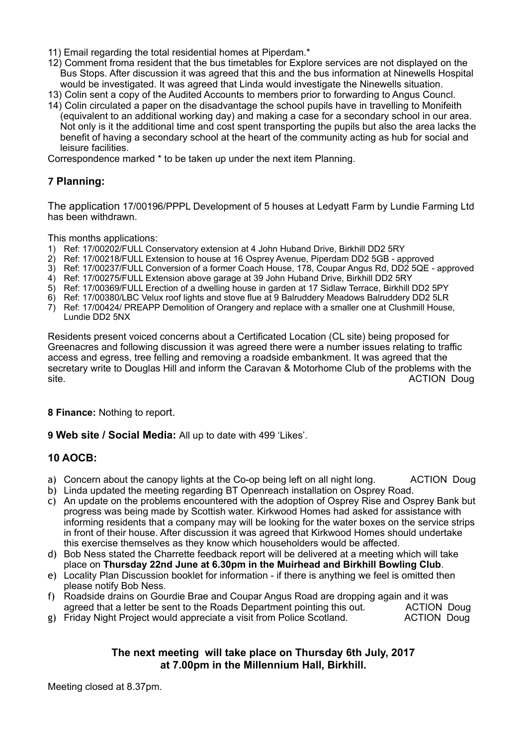11) Email regarding the total residential homes at Piperdam.*
12) Comment froma resident that the bus timetables for Explore services are not displayed on the Bus Stops. After discussion it was agreed that this and the bus information at Ninewells Hospital would be investigated. It was agreed that Linda would investigate the Ninewells situation.
13) Colin sent a copy of the Audited Accounts to members prior to forwarding to Angus Councl.
14) Colin circulated a paper on the disadvantage the school pupils have in travelling to Monifeith (equivalent to an additional working day) and making a case for a secondary school in our area. Not only is it the additional time and cost spent transporting the pupils but also the area lacks the benefit of having a secondary school at the heart of the community acting as hub for social and leisure facilities.

Correspondence marked * to be taken up under the next item Planning.

## 7 Planning:

The application 17/00196/PPPL Development of 5 houses at Ledyatt Farm by Lundie Farming Ltd has been withdrawn.

This months applications:

1) Ref: 17/00202/FULL Conservatory extension at 4 John Huband Drive, Birkhill DD2 5RY
2) Ref: 17/00218/FULL Extension to house at 16 Osprey Avenue, Piperdam DD2 5GB - approved
3) Ref: 17/00237/FULL Conversion of a former Coach House, 178, Coupar Angus Rd, DD2 5QE - approved
4) Ref: 17/00275/FULL Extension above garage at 39 John Huband Drive, Birkhill DD2 5RY
5) Ref: 17/00369/FULL Erection of a dwelling house in garden at 17 Sidlaw Terrace, Birkhill DD2 5PY
6) Ref: 17/00380/LBC Velux roof lights and stove flue at 9 Balruddery Meadows Balruddery DD2 5LR
7) Ref: 17/00424/ PREAPP Demolition of Orangery and replace with a smaller one at Clushmill House, Lundie DD2 5NX

Residents present voiced concerns about a Certificated Location (CL site) being proposed for Greenacres and following discussion it was agreed there were a number issues relating to traffic access and egress, tree felling and removing a roadside embankment. It was agreed that the secretary write to Douglas Hill and inform the Caravan & Motorhome Club of the problems with the site. ACTION Doug

**8 Finance:** Nothing to report.

**9 Web site / Social Media:** All up to date with 499 'Likes'.

## 10 AOCB:

a) Concern about the canopy lights at the Co-op being left on all night long. ACTION Doug
b) Linda updated the meeting regarding BT Openreach installation on Osprey Road.
c) An update on the problems encountered with the adoption of Osprey Rise and Osprey Bank but progress was being made by Scottish water. Kirkwood Homes had asked for assistance with informing residents that a company may will be looking for the water boxes on the service strips in front of their house. After discussion it was agreed that Kirkwood Homes should undertake this exercise themselves as they know which householders would be affected.
d) Bob Ness stated the Charrette feedback report will be delivered at a meeting which will take place on **Thursday 22nd June at 6.30pm in the Muirhead and Birkhill Bowling Club**.
e) Locality Plan Discussion booklet for information - if there is anything we feel is omitted then please notify Bob Ness.
f) Roadside drains on Gourdie Brae and Coupar Angus Road are dropping again and it was agreed that a letter be sent to the Roads Department pointing this out. ACTION Doug
g) Friday Night Project would appreciate a visit from Police Scotland. ACTION Doug

**The next meeting will take place on Thursday 6th July, 2017 at 7.00pm in the Millennium Hall, Birkhill.**

Meeting closed at 8.37pm.